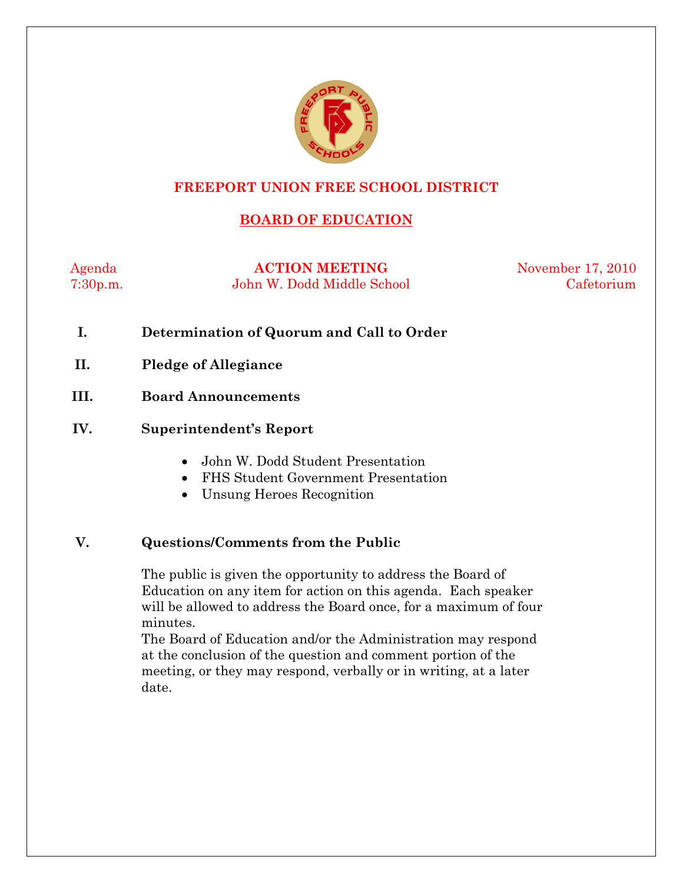# FREEPORT UNION FREE SCHOOL DISTRICT

## BOARD OF EDUCATION

Agenda
7:30p.m.

**ACTION MEETING**
John W. Dodd Middle School

November 17, 2010
Cafetorium

**I. Determination of Quorum and Call to Order**

**II. Pledge of Allegiance**

**III. Board Announcements**

**IV. Superintendent's Report**

- John W. Dodd Student Presentation
- FHS Student Government Presentation
- Unsung Heroes Recognition

**V. Questions/Comments from the Public**

The public is given the opportunity to address the Board of Education on any item for action on this agenda. Each speaker will be allowed to address the Board once, for a maximum of four minutes.

The Board of Education and/or the Administration may respond at the conclusion of the question and comment portion of the meeting, or they may respond, verbally or in writing, at a later date.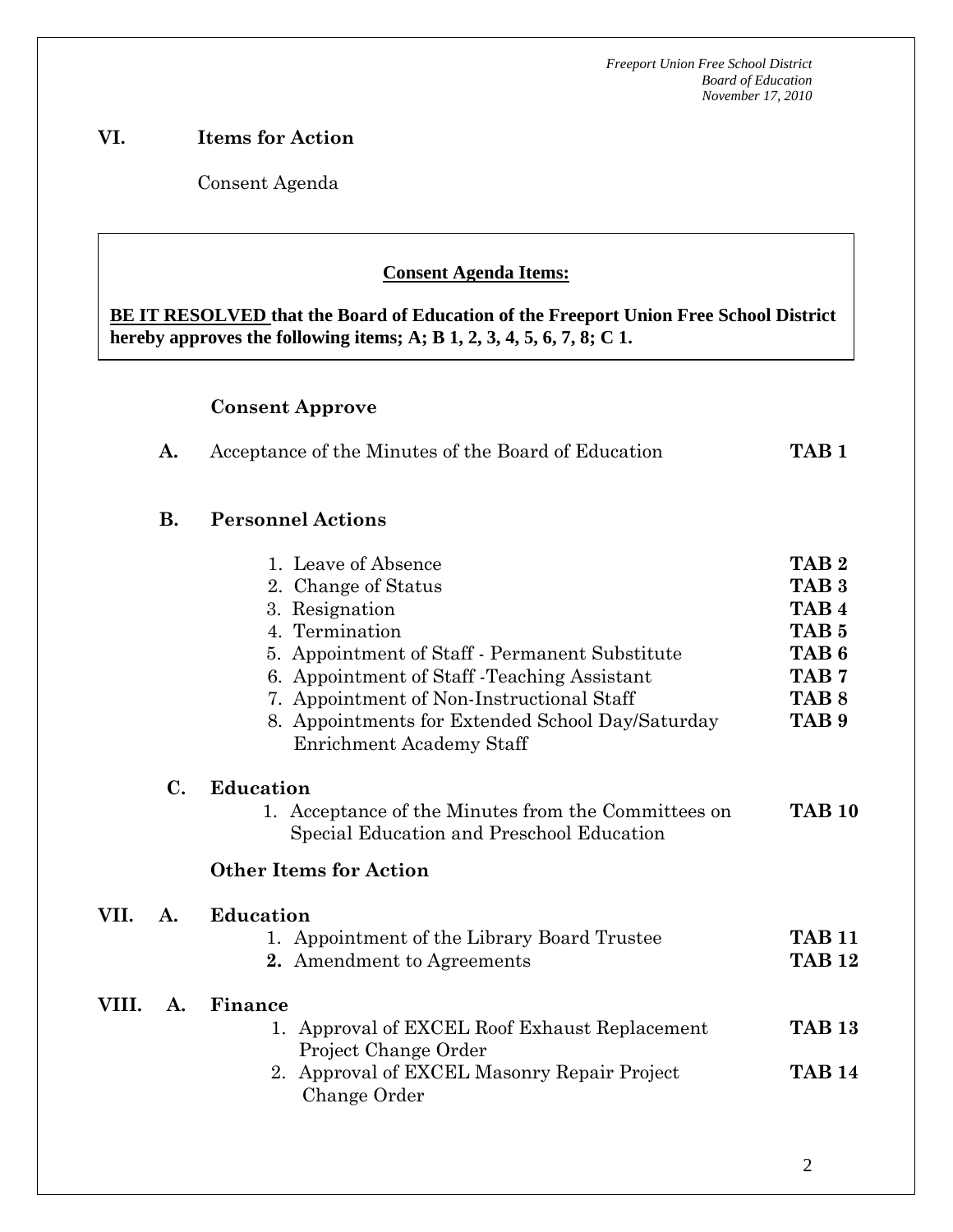## VI. Items for Action

Consent Agenda

> **Consent Agenda Items:**
>
> **BE IT RESOLVED that the Board of Education of the Freeport Union Free School District hereby approves the following items; A; B 1, 2, 3, 4, 5, 6, 7, 8; C 1.**

### Consent Approve

**A.** Acceptance of the Minutes of the Board of Education — **TAB 1**

**B. Personnel Actions**

1. Leave of Absence — **TAB 2**
2. Change of Status — **TAB 3**
3. Resignation — **TAB 4**
4. Termination — **TAB 5**
5. Appointment of Staff - Permanent Substitute — **TAB 6**
6. Appointment of Staff -Teaching Assistant — **TAB 7**
7. Appointment of Non-Instructional Staff — **TAB 8**
8. Appointments for Extended School Day/Saturday Enrichment Academy Staff — **TAB 9**

**C. Education**

1. Acceptance of the Minutes from the Committees on Special Education and Preschool Education — **TAB 10**

### Other Items for Action

**VII. A. Education**

1. Appointment of the Library Board Trustee — **TAB 11**
2. Amendment to Agreements — **TAB 12**

**VIII. A. Finance**

1. Approval of EXCEL Roof Exhaust Replacement Project Change Order — **TAB 13**
2. Approval of EXCEL Masonry Repair Project Change Order — **TAB 14**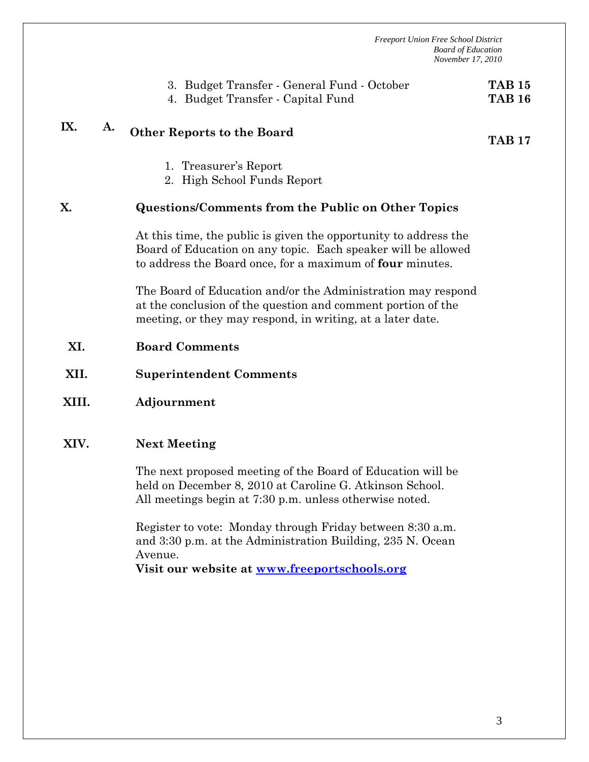3. Budget Transfer - General Fund - October **TAB 15**
4. Budget Transfer - Capital Fund **TAB 16**

## IX. A. Other Reports to the Board **TAB 17**

1. Treasurer's Report
2. High School Funds Report

## X. Questions/Comments from the Public on Other Topics

At this time, the public is given the opportunity to address the Board of Education on any topic. Each speaker will be allowed to address the Board once, for a maximum of **four** minutes.

The Board of Education and/or the Administration may respond at the conclusion of the question and comment portion of the meeting, or they may respond, in writing, at a later date.

## XI. Board Comments

## XII. Superintendent Comments

## XIII. Adjournment

## XIV. Next Meeting

The next proposed meeting of the Board of Education will be held on December 8, 2010 at Caroline G. Atkinson School. All meetings begin at 7:30 p.m. unless otherwise noted.

Register to vote: Monday through Friday between 8:30 a.m. and 3:30 p.m. at the Administration Building, 235 N. Ocean Avenue.

**Visit our website at [www.freeportschools.org](http://www.freeportschools.org)**